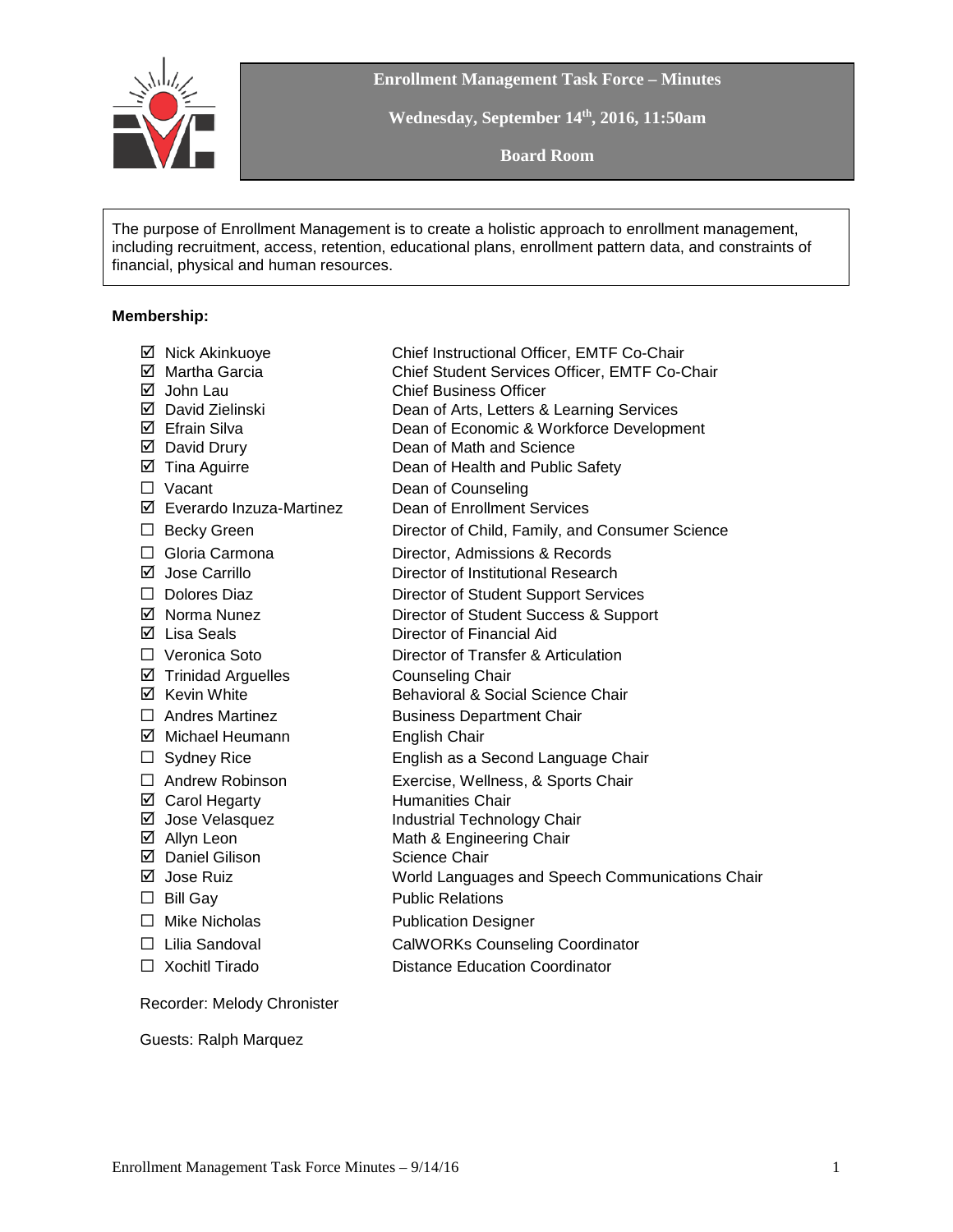# Enrollment Management Task Force – Minutes

**Wednesday, September 14th, 2016, 11:50am**

**Board Room**

The purpose of Enrollment Management is to create a holistic approach to enrollment management, including recruitment, access, retention, educational plans, enrollment pattern data, and constraints of financial, physical and human resources.

**Membership:**

| | |
|---|---|
| ☑ Nick Akinkuoye | Chief Instructional Officer, EMTF Co-Chair |
| ☑ Martha Garcia | Chief Student Services Officer, EMTF Co-Chair |
| ☑ John Lau | Chief Business Officer |
| ☑ David Zielinski | Dean of Arts, Letters & Learning Services |
| ☑ Efrain Silva | Dean of Economic & Workforce Development |
| ☑ David Drury | Dean of Math and Science |
| ☑ Tina Aguirre | Dean of Health and Public Safety |
| ☐ Vacant | Dean of Counseling |
| ☑ Everardo Inzuza-Martinez | Dean of Enrollment Services |
| ☐ Becky Green | Director of Child, Family, and Consumer Science |
| ☐ Gloria Carmona | Director, Admissions & Records |
| ☑ Jose Carrillo | Director of Institutional Research |
| ☐ Dolores Diaz | Director of Student Support Services |
| ☑ Norma Nunez | Director of Student Success & Support |
| ☑ Lisa Seals | Director of Financial Aid |
| ☐ Veronica Soto | Director of Transfer & Articulation |
| ☑ Trinidad Arguelles | Counseling Chair |
| ☑ Kevin White | Behavioral & Social Science Chair |
| ☐ Andres Martinez | Business Department Chair |
| ☑ Michael Heumann | English Chair |
| ☐ Sydney Rice | English as a Second Language Chair |
| ☐ Andrew Robinson | Exercise, Wellness, & Sports Chair |
| ☑ Carol Hegarty | Humanities Chair |
| ☑ Jose Velasquez | Industrial Technology Chair |
| ☑ Allyn Leon | Math & Engineering Chair |
| ☑ Daniel Gilison | Science Chair |
| ☑ Jose Ruiz | World Languages and Speech Communications Chair |
| ☐ Bill Gay | Public Relations |
| ☐ Mike Nicholas | Publication Designer |
| ☐ Lilia Sandoval | CalWORKs Counseling Coordinator |
| ☐ Xochitl Tirado | Distance Education Coordinator |

Recorder: Melody Chronister

Guests: Ralph Marquez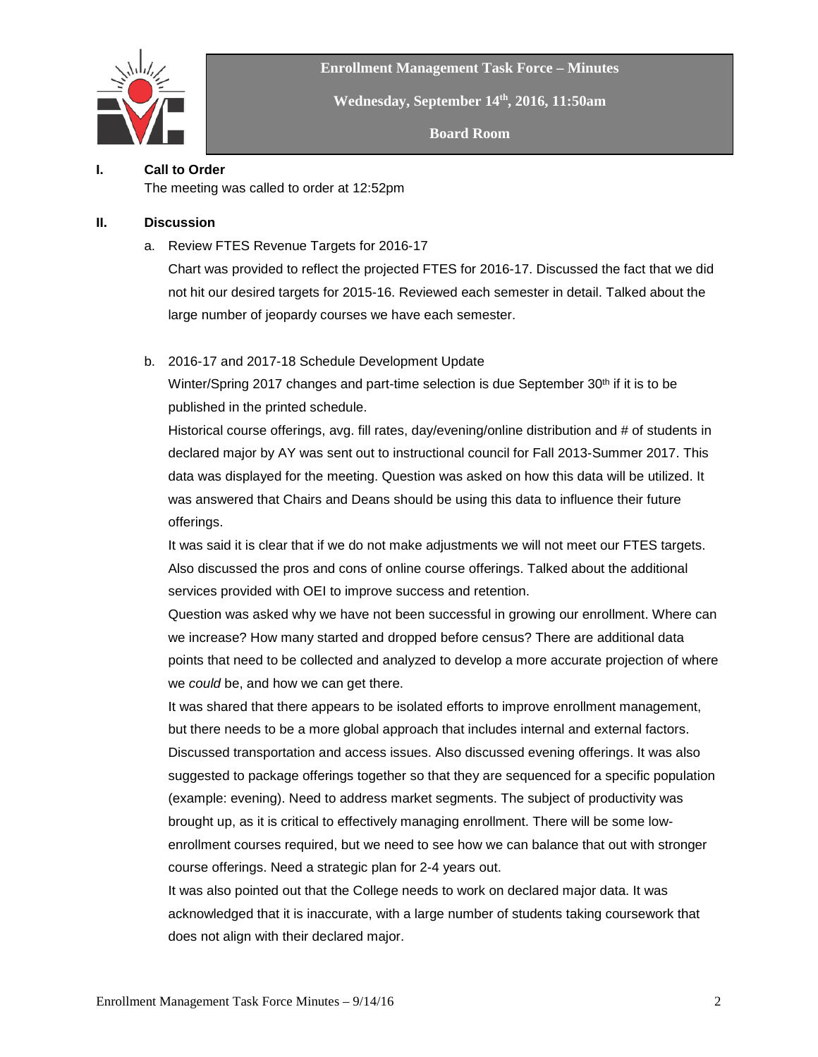**Enrollment Management Task Force – Minutes**

**Wednesday, September 14th, 2016, 11:50am**

**Board Room**

## I. Call to Order

The meeting was called to order at 12:52pm

## II. Discussion

a. Review FTES Revenue Targets for 2016-17

Chart was provided to reflect the projected FTES for 2016-17. Discussed the fact that we did not hit our desired targets for 2015-16. Reviewed each semester in detail. Talked about the large number of jeopardy courses we have each semester.

b. 2016-17 and 2017-18 Schedule Development Update

Winter/Spring 2017 changes and part-time selection is due September 30th if it is to be published in the printed schedule.

Historical course offerings, avg. fill rates, day/evening/online distribution and # of students in declared major by AY was sent out to instructional council for Fall 2013-Summer 2017. This data was displayed for the meeting. Question was asked on how this data will be utilized. It was answered that Chairs and Deans should be using this data to influence their future offerings.

It was said it is clear that if we do not make adjustments we will not meet our FTES targets. Also discussed the pros and cons of online course offerings. Talked about the additional services provided with OEI to improve success and retention.

Question was asked why we have not been successful in growing our enrollment. Where can we increase? How many started and dropped before census? There are additional data points that need to be collected and analyzed to develop a more accurate projection of where we *could* be, and how we can get there.

It was shared that there appears to be isolated efforts to improve enrollment management, but there needs to be a more global approach that includes internal and external factors. Discussed transportation and access issues. Also discussed evening offerings. It was also suggested to package offerings together so that they are sequenced for a specific population (example: evening). Need to address market segments. The subject of productivity was brought up, as it is critical to effectively managing enrollment. There will be some low-enrollment courses required, but we need to see how we can balance that out with stronger course offerings. Need a strategic plan for 2-4 years out.

It was also pointed out that the College needs to work on declared major data. It was acknowledged that it is inaccurate, with a large number of students taking coursework that does not align with their declared major.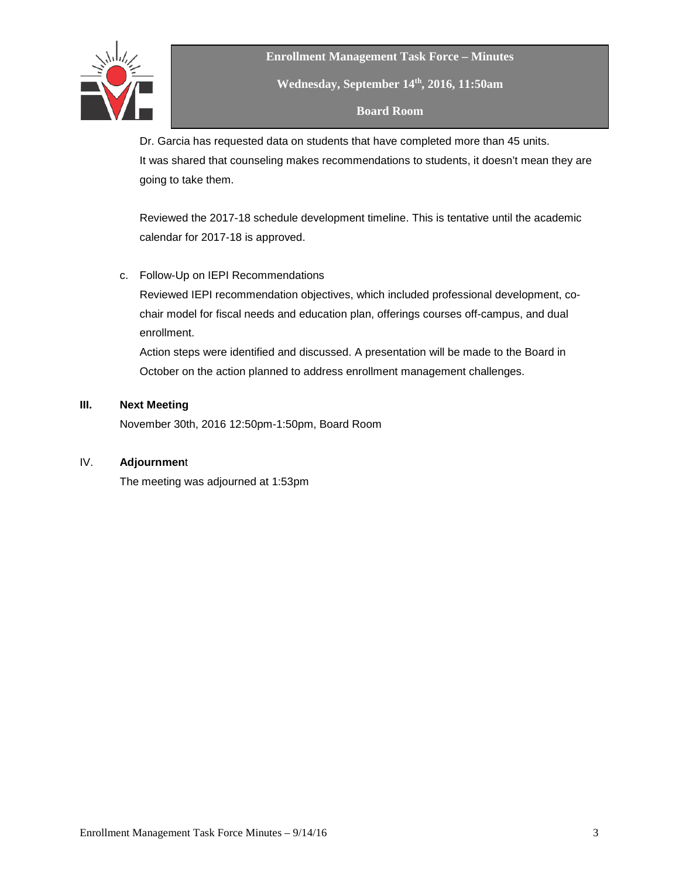**Enrollment Management Task Force – Minutes**

**Wednesday, September 14th, 2016, 11:50am**

**Board Room**

Dr. Garcia has requested data on students that have completed more than 45 units.
It was shared that counseling makes recommendations to students, it doesn't mean they are going to take them.

Reviewed the 2017-18 schedule development timeline. This is tentative until the academic calendar for 2017-18 is approved.

c. Follow-Up on IEPI Recommendations

Reviewed IEPI recommendation objectives, which included professional development, co-chair model for fiscal needs and education plan, offerings courses off-campus, and dual enrollment.

Action steps were identified and discussed. A presentation will be made to the Board in October on the action planned to address enrollment management challenges.

## III. Next Meeting

November 30th, 2016 12:50pm-1:50pm, Board Room

## IV. Adjournment

The meeting was adjourned at 1:53pm